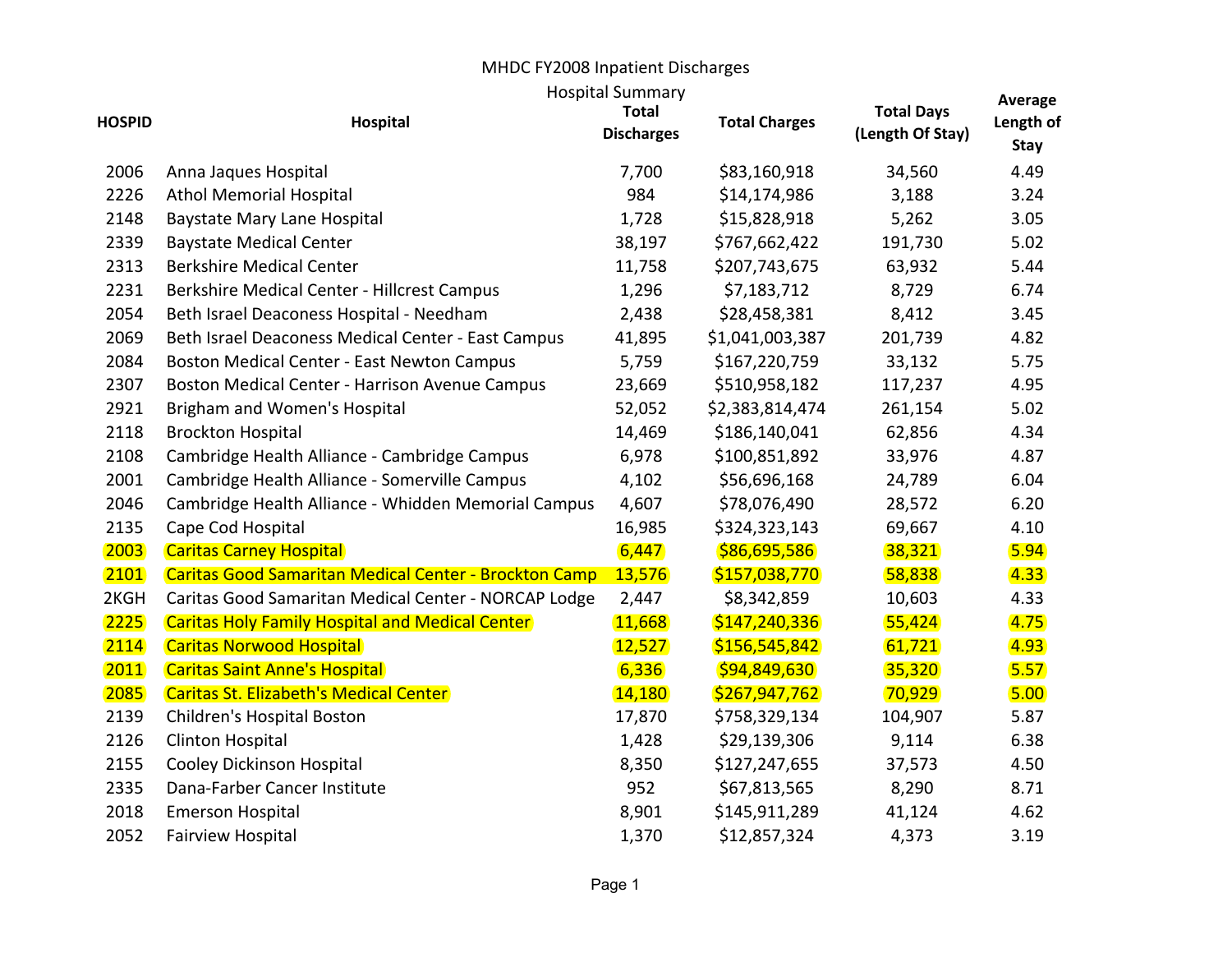# MHDC FY2008 Inpatient Discharges

## Hospital Summary

| HOSPID | Hospital | Total Discharges | Total Charges | Total Days (Length Of Stay) | Average Length of Stay |
|---|---|---|---|---|---|
| 2006 | Anna Jaques Hospital | 7,700 | $83,160,918 | 34,560 | 4.49 |
| 2226 | Athol Memorial Hospital | 984 | $14,174,986 | 3,188 | 3.24 |
| 2148 | Baystate Mary Lane Hospital | 1,728 | $15,828,918 | 5,262 | 3.05 |
| 2339 | Baystate Medical Center | 38,197 | $767,662,422 | 191,730 | 5.02 |
| 2313 | Berkshire Medical Center | 11,758 | $207,743,675 | 63,932 | 5.44 |
| 2231 | Berkshire Medical Center - Hillcrest Campus | 1,296 | $7,183,712 | 8,729 | 6.74 |
| 2054 | Beth Israel Deaconess Hospital - Needham | 2,438 | $28,458,381 | 8,412 | 3.45 |
| 2069 | Beth Israel Deaconess Medical Center - East Campus | 41,895 | $1,041,003,387 | 201,739 | 4.82 |
| 2084 | Boston Medical Center - East Newton Campus | 5,759 | $167,220,759 | 33,132 | 5.75 |
| 2307 | Boston Medical Center - Harrison Avenue Campus | 23,669 | $510,958,182 | 117,237 | 4.95 |
| 2921 | Brigham and Women's Hospital | 52,052 | $2,383,814,474 | 261,154 | 5.02 |
| 2118 | Brockton Hospital | 14,469 | $186,140,041 | 62,856 | 4.34 |
| 2108 | Cambridge Health Alliance - Cambridge Campus | 6,978 | $100,851,892 | 33,976 | 4.87 |
| 2001 | Cambridge Health Alliance - Somerville Campus | 4,102 | $56,696,168 | 24,789 | 6.04 |
| 2046 | Cambridge Health Alliance - Whidden Memorial Campus | 4,607 | $78,076,490 | 28,572 | 6.20 |
| 2135 | Cape Cod Hospital | 16,985 | $324,323,143 | 69,667 | 4.10 |
| 2003 | Caritas Carney Hospital | 6,447 | $86,695,586 | 38,321 | 5.94 |
| 2101 | Caritas Good Samaritan Medical Center - Brockton Camp | 13,576 | $157,038,770 | 58,838 | 4.33 |
| 2KGH | Caritas Good Samaritan Medical Center - NORCAP Lodge | 2,447 | $8,342,859 | 10,603 | 4.33 |
| 2225 | Caritas Holy Family Hospital and Medical Center | 11,668 | $147,240,336 | 55,424 | 4.75 |
| 2114 | Caritas Norwood Hospital | 12,527 | $156,545,842 | 61,721 | 4.93 |
| 2011 | Caritas Saint Anne's Hospital | 6,336 | $94,849,630 | 35,320 | 5.57 |
| 2085 | Caritas St. Elizabeth's Medical Center | 14,180 | $267,947,762 | 70,929 | 5.00 |
| 2139 | Children's Hospital Boston | 17,870 | $758,329,134 | 104,907 | 5.87 |
| 2126 | Clinton Hospital | 1,428 | $29,139,306 | 9,114 | 6.38 |
| 2155 | Cooley Dickinson Hospital | 8,350 | $127,247,655 | 37,573 | 4.50 |
| 2335 | Dana-Farber Cancer Institute | 952 | $67,813,565 | 8,290 | 8.71 |
| 2018 | Emerson Hospital | 8,901 | $145,911,289 | 41,124 | 4.62 |
| 2052 | Fairview Hospital | 1,370 | $12,857,324 | 4,373 | 3.19 |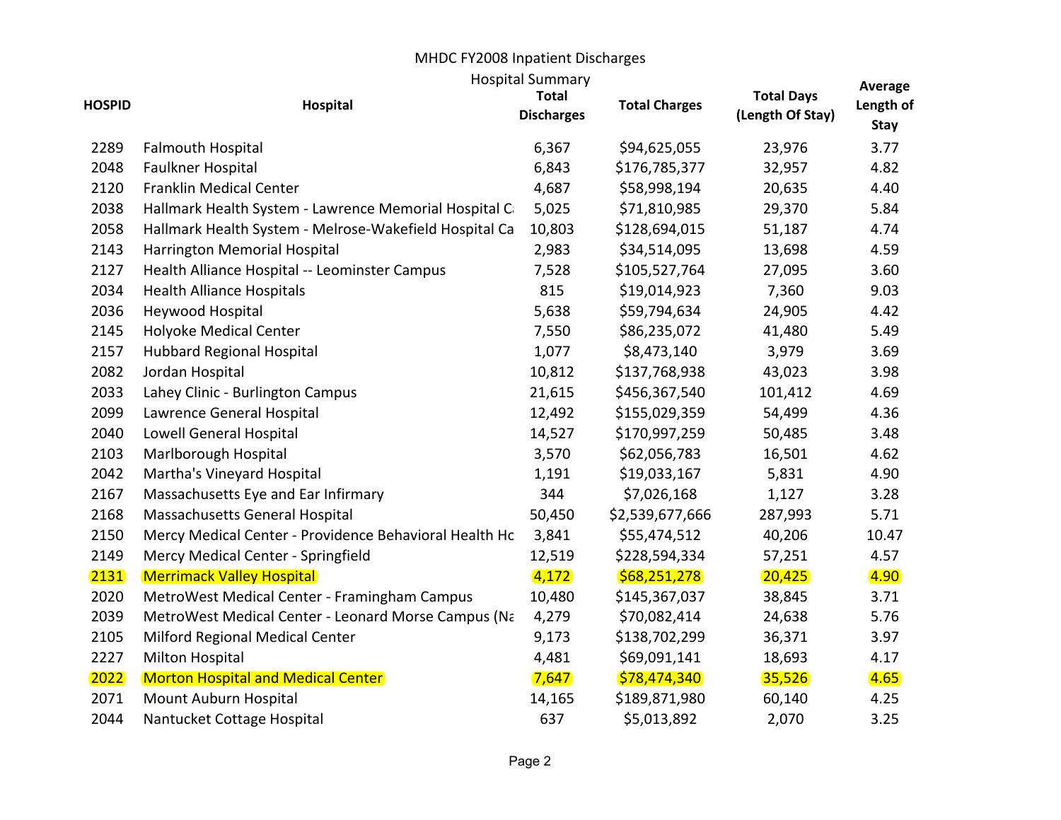MHDC FY2008 Inpatient Discharges

Hospital Summary

| HOSPID | Hospital | Total Discharges | Total Charges | Total Days (Length Of Stay) | Average Length of Stay |
|---|---|---|---|---|---|
| 2289 | Falmouth Hospital | 6,367 | $94,625,055 | 23,976 | 3.77 |
| 2048 | Faulkner Hospital | 6,843 | $176,785,377 | 32,957 | 4.82 |
| 2120 | Franklin Medical Center | 4,687 | $58,998,194 | 20,635 | 4.40 |
| 2038 | Hallmark Health System - Lawrence Memorial Hospital C | 5,025 | $71,810,985 | 29,370 | 5.84 |
| 2058 | Hallmark Health System - Melrose-Wakefield Hospital Ca | 10,803 | $128,694,015 | 51,187 | 4.74 |
| 2143 | Harrington Memorial Hospital | 2,983 | $34,514,095 | 13,698 | 4.59 |
| 2127 | Health Alliance Hospital -- Leominster Campus | 7,528 | $105,527,764 | 27,095 | 3.60 |
| 2034 | Health Alliance Hospitals | 815 | $19,014,923 | 7,360 | 9.03 |
| 2036 | Heywood Hospital | 5,638 | $59,794,634 | 24,905 | 4.42 |
| 2145 | Holyoke Medical Center | 7,550 | $86,235,072 | 41,480 | 5.49 |
| 2157 | Hubbard Regional Hospital | 1,077 | $8,473,140 | 3,979 | 3.69 |
| 2082 | Jordan Hospital | 10,812 | $137,768,938 | 43,023 | 3.98 |
| 2033 | Lahey Clinic - Burlington Campus | 21,615 | $456,367,540 | 101,412 | 4.69 |
| 2099 | Lawrence General Hospital | 12,492 | $155,029,359 | 54,499 | 4.36 |
| 2040 | Lowell General Hospital | 14,527 | $170,997,259 | 50,485 | 3.48 |
| 2103 | Marlborough Hospital | 3,570 | $62,056,783 | 16,501 | 4.62 |
| 2042 | Martha's Vineyard Hospital | 1,191 | $19,033,167 | 5,831 | 4.90 |
| 2167 | Massachusetts Eye and Ear Infirmary | 344 | $7,026,168 | 1,127 | 3.28 |
| 2168 | Massachusetts General Hospital | 50,450 | $2,539,677,666 | 287,993 | 5.71 |
| 2150 | Mercy Medical Center - Providence Behavioral Health Hc | 3,841 | $55,474,512 | 40,206 | 10.47 |
| 2149 | Mercy Medical Center - Springfield | 12,519 | $228,594,334 | 57,251 | 4.57 |
| 2131 | Merrimack Valley Hospital | 4,172 | $68,251,278 | 20,425 | 4.90 |
| 2020 | MetroWest Medical Center - Framingham Campus | 10,480 | $145,367,037 | 38,845 | 3.71 |
| 2039 | MetroWest Medical Center - Leonard Morse Campus (Na | 4,279 | $70,082,414 | 24,638 | 5.76 |
| 2105 | Milford Regional Medical Center | 9,173 | $138,702,299 | 36,371 | 3.97 |
| 2227 | Milton Hospital | 4,481 | $69,091,141 | 18,693 | 4.17 |
| 2022 | Morton Hospital and Medical Center | 7,647 | $78,474,340 | 35,526 | 4.65 |
| 2071 | Mount Auburn Hospital | 14,165 | $189,871,980 | 60,140 | 4.25 |
| 2044 | Nantucket Cottage Hospital | 637 | $5,013,892 | 2,070 | 3.25 |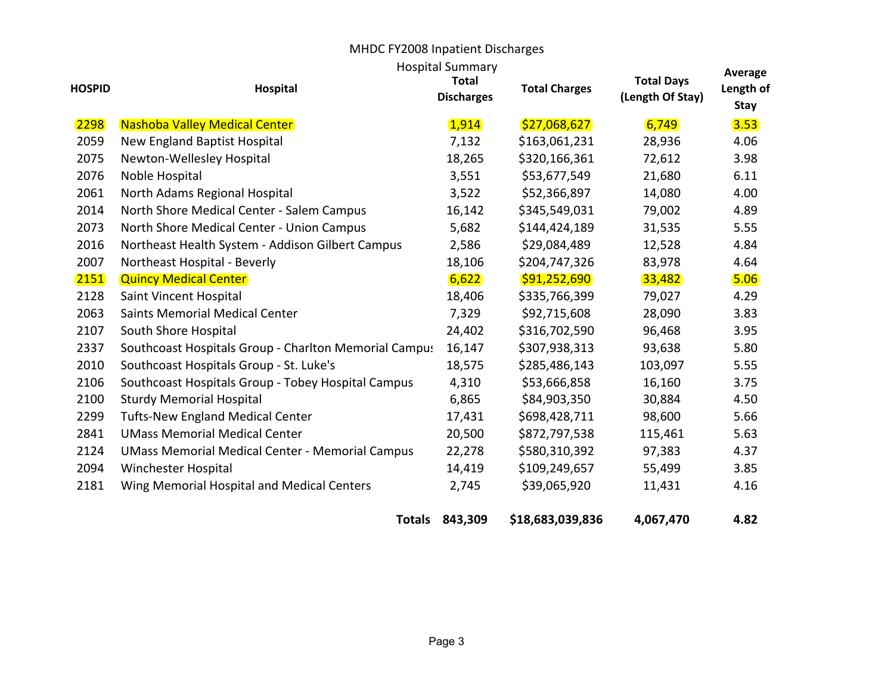MHDC FY2008 Inpatient Discharges

Hospital Summary

| HOSPID | Hospital | Total Discharges | Total Charges | Total Days (Length Of Stay) | Average Length of Stay |
|---|---|---|---|---|---|
| 2298 | Nashoba Valley Medical Center | 1,914 | $27,068,627 | 6,749 | 3.53 |
| 2059 | New England Baptist Hospital | 7,132 | $163,061,231 | 28,936 | 4.06 |
| 2075 | Newton-Wellesley Hospital | 18,265 | $320,166,361 | 72,612 | 3.98 |
| 2076 | Noble Hospital | 3,551 | $53,677,549 | 21,680 | 6.11 |
| 2061 | North Adams Regional Hospital | 3,522 | $52,366,897 | 14,080 | 4.00 |
| 2014 | North Shore Medical Center - Salem Campus | 16,142 | $345,549,031 | 79,002 | 4.89 |
| 2073 | North Shore Medical Center - Union Campus | 5,682 | $144,424,189 | 31,535 | 5.55 |
| 2016 | Northeast Health System - Addison Gilbert Campus | 2,586 | $29,084,489 | 12,528 | 4.84 |
| 2007 | Northeast Hospital - Beverly | 18,106 | $204,747,326 | 83,978 | 4.64 |
| 2151 | Quincy Medical Center | 6,622 | $91,252,690 | 33,482 | 5.06 |
| 2128 | Saint Vincent Hospital | 18,406 | $335,766,399 | 79,027 | 4.29 |
| 2063 | Saints Memorial Medical Center | 7,329 | $92,715,608 | 28,090 | 3.83 |
| 2107 | South Shore Hospital | 24,402 | $316,702,590 | 96,468 | 3.95 |
| 2337 | Southcoast Hospitals Group - Charlton Memorial Campus | 16,147 | $307,938,313 | 93,638 | 5.80 |
| 2010 | Southcoast Hospitals Group - St. Luke's | 18,575 | $285,486,143 | 103,097 | 5.55 |
| 2106 | Southcoast Hospitals Group - Tobey Hospital Campus | 4,310 | $53,666,858 | 16,160 | 3.75 |
| 2100 | Sturdy Memorial Hospital | 6,865 | $84,903,350 | 30,884 | 4.50 |
| 2299 | Tufts-New England Medical Center | 17,431 | $698,428,711 | 98,600 | 5.66 |
| 2841 | UMass Memorial Medical Center | 20,500 | $872,797,538 | 115,461 | 5.63 |
| 2124 | UMass Memorial Medical Center - Memorial Campus | 22,278 | $580,310,392 | 97,383 | 4.37 |
| 2094 | Winchester Hospital | 14,419 | $109,249,657 | 55,499 | 3.85 |
| 2181 | Wing Memorial Hospital and Medical Centers | 2,745 | $39,065,920 | 11,431 | 4.16 |
| | **Totals** | **843,309** | **$18,683,039,836** | **4,067,470** | **4.82** |